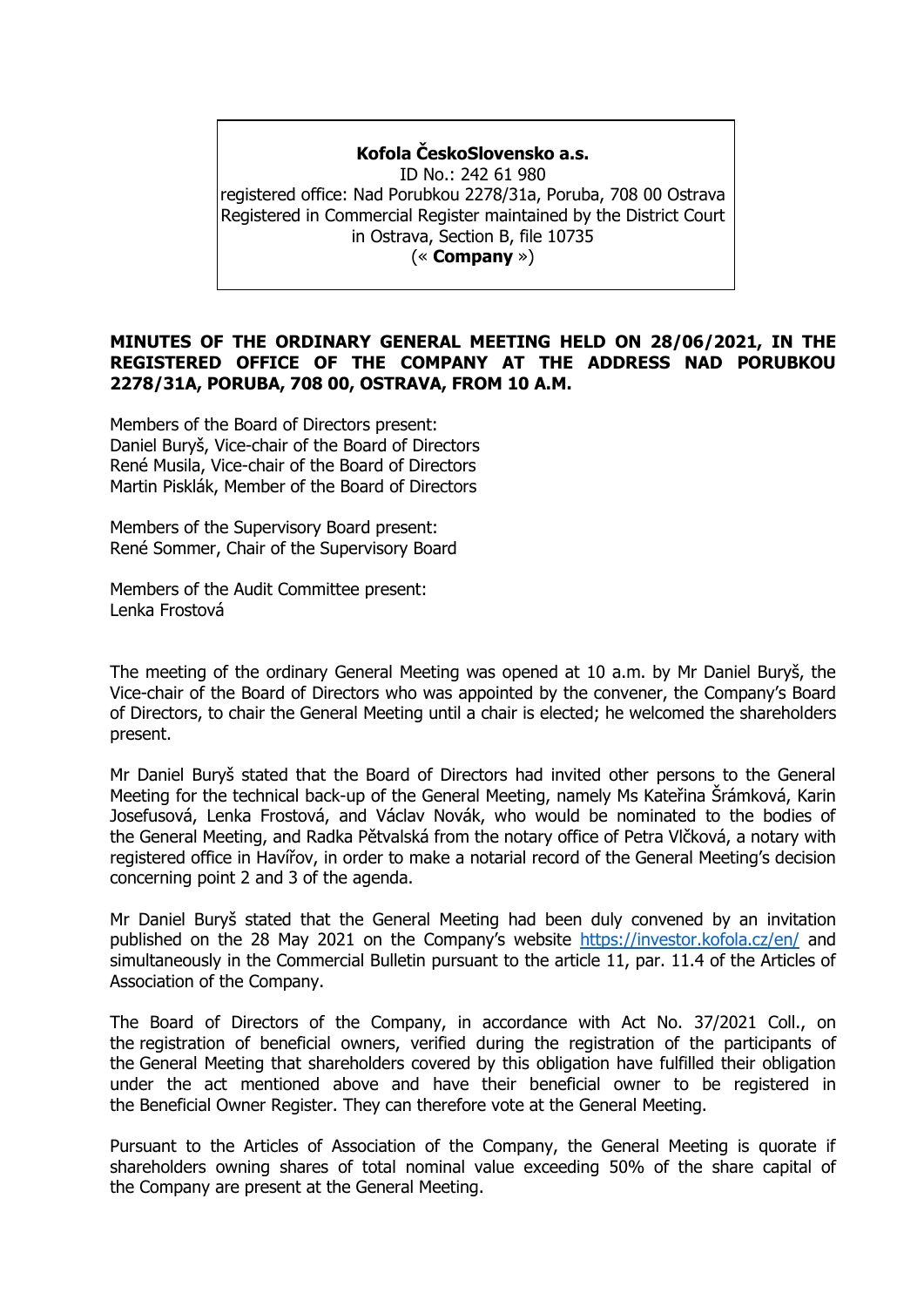**Kofola ČeskoSlovensko a.s.**
ID No.: 242 61 980
registered office: Nad Porubkou 2278/31a, Poruba, 708 00 Ostrava
Registered in Commercial Register maintained by the District Court in Ostrava, Section B, file 10735
(« **Company** »)

**MINUTES OF THE ORDINARY GENERAL MEETING HELD ON 28/06/2021, IN THE REGISTERED OFFICE OF THE COMPANY AT THE ADDRESS NAD PORUBKOU 2278/31A, PORUBA, 708 00, OSTRAVA, FROM 10 A.M.**

Members of the Board of Directors present:
Daniel Buryš, Vice-chair of the Board of Directors
René Musila, Vice-chair of the Board of Directors
Martin Pisklák, Member of the Board of Directors

Members of the Supervisory Board present:
René Sommer, Chair of the Supervisory Board

Members of the Audit Committee present:
Lenka Frostová

The meeting of the ordinary General Meeting was opened at 10 a.m. by Mr Daniel Buryš, the Vice-chair of the Board of Directors who was appointed by the convener, the Company's Board of Directors, to chair the General Meeting until a chair is elected; he welcomed the shareholders present.

Mr Daniel Buryš stated that the Board of Directors had invited other persons to the General Meeting for the technical back-up of the General Meeting, namely Ms Kateřina Šrámková, Karin Josefusová, Lenka Frostová, and Václav Novák, who would be nominated to the bodies of the General Meeting, and Radka Pětvalská from the notary office of Petra Vlčková, a notary with registered office in Havířov, in order to make a notarial record of the General Meeting's decision concerning point 2 and 3 of the agenda.

Mr Daniel Buryš stated that the General Meeting had been duly convened by an invitation published on the 28 May 2021 on the Company's website https://investor.kofola.cz/en/ and simultaneously in the Commercial Bulletin pursuant to the article 11, par. 11.4 of the Articles of Association of the Company.

The Board of Directors of the Company, in accordance with Act No. 37/2021 Coll., on the registration of beneficial owners, verified during the registration of the participants of the General Meeting that shareholders covered by this obligation have fulfilled their obligation under the act mentioned above and have their beneficial owner to be registered in the Beneficial Owner Register. They can therefore vote at the General Meeting.

Pursuant to the Articles of Association of the Company, the General Meeting is quorate if shareholders owning shares of total nominal value exceeding 50% of the share capital of the Company are present at the General Meeting.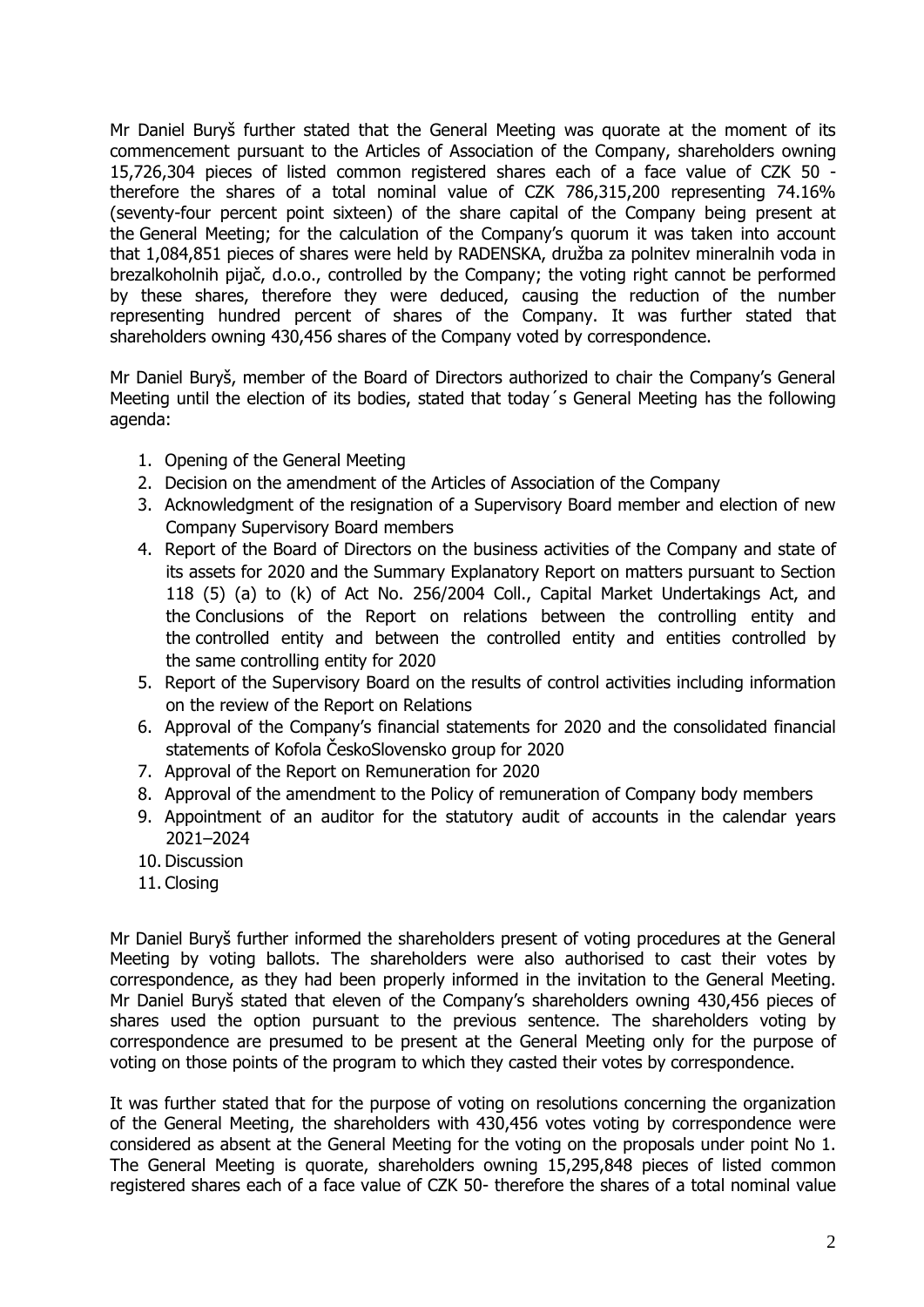Mr Daniel Buryš further stated that the General Meeting was quorate at the moment of its commencement pursuant to the Articles of Association of the Company, shareholders owning 15,726,304 pieces of listed common registered shares each of a face value of CZK 50 - therefore the shares of a total nominal value of CZK 786,315,200 representing 74.16% (seventy-four percent point sixteen) of the share capital of the Company being present at the General Meeting; for the calculation of the Company's quorum it was taken into account that 1,084,851 pieces of shares were held by RADENSKA, družba za polnitev mineralnih voda in brezalkoholnih pijač, d.o.o., controlled by the Company; the voting right cannot be performed by these shares, therefore they were deduced, causing the reduction of the number representing hundred percent of shares of the Company. It was further stated that shareholders owning 430,456 shares of the Company voted by correspondence.

Mr Daniel Buryš, member of the Board of Directors authorized to chair the Company's General Meeting until the election of its bodies, stated that today´s General Meeting has the following agenda:

1. Opening of the General Meeting
2. Decision on the amendment of the Articles of Association of the Company
3. Acknowledgment of the resignation of a Supervisory Board member and election of new Company Supervisory Board members
4. Report of the Board of Directors on the business activities of the Company and state of its assets for 2020 and the Summary Explanatory Report on matters pursuant to Section 118 (5) (a) to (k) of Act No. 256/2004 Coll., Capital Market Undertakings Act, and the Conclusions of the Report on relations between the controlling entity and the controlled entity and between the controlled entity and entities controlled by the same controlling entity for 2020
5. Report of the Supervisory Board on the results of control activities including information on the review of the Report on Relations
6. Approval of the Company's financial statements for 2020 and the consolidated financial statements of Kofola ČeskoSlovensko group for 2020
7. Approval of the Report on Remuneration for 2020
8. Approval of the amendment to the Policy of remuneration of Company body members
9. Appointment of an auditor for the statutory audit of accounts in the calendar years 2021–2024
10. Discussion
11. Closing

Mr Daniel Buryš further informed the shareholders present of voting procedures at the General Meeting by voting ballots. The shareholders were also authorised to cast their votes by correspondence, as they had been properly informed in the invitation to the General Meeting. Mr Daniel Buryš stated that eleven of the Company's shareholders owning 430,456 pieces of shares used the option pursuant to the previous sentence. The shareholders voting by correspondence are presumed to be present at the General Meeting only for the purpose of voting on those points of the program to which they casted their votes by correspondence.

It was further stated that for the purpose of voting on resolutions concerning the organization of the General Meeting, the shareholders with 430,456 votes voting by correspondence were considered as absent at the General Meeting for the voting on the proposals under point No 1. The General Meeting is quorate, shareholders owning 15,295,848 pieces of listed common registered shares each of a face value of CZK 50- therefore the shares of a total nominal value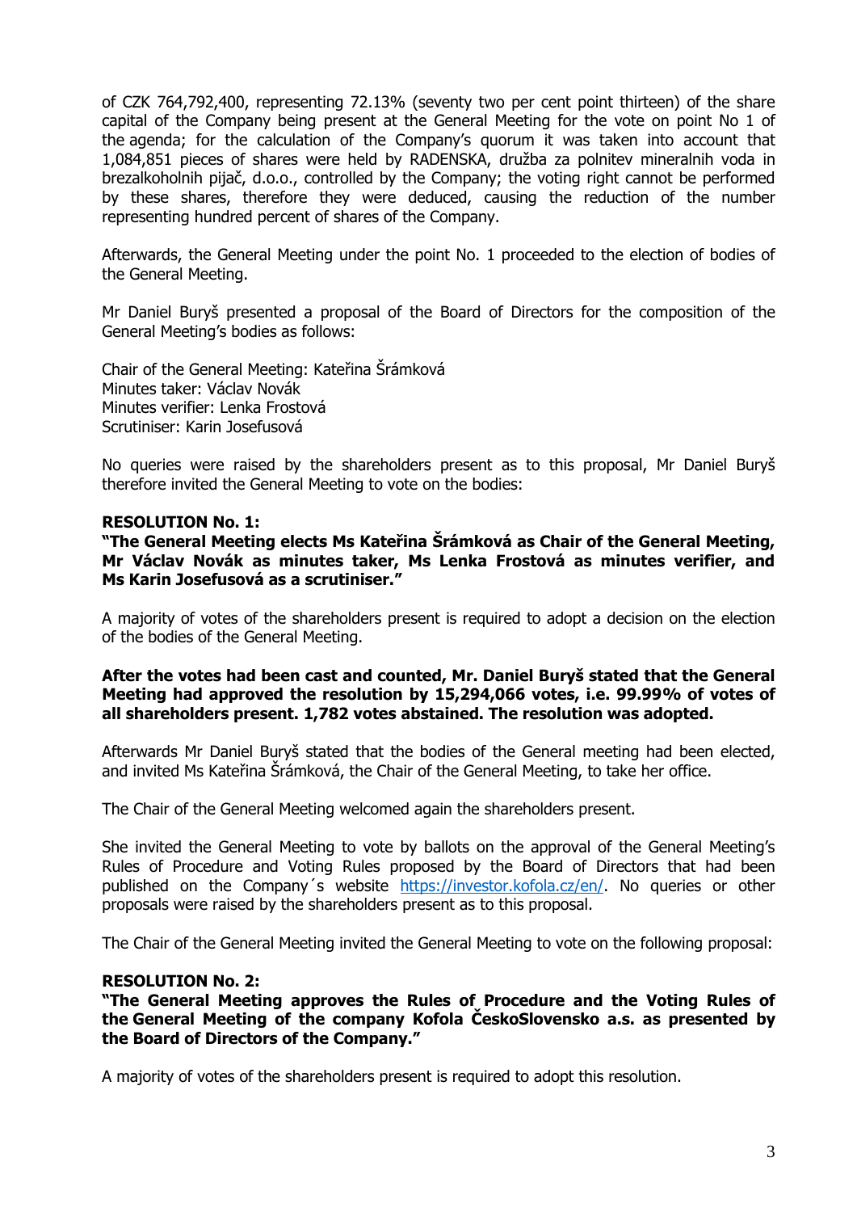of CZK 764,792,400, representing 72.13% (seventy two per cent point thirteen) of the share capital of the Company being present at the General Meeting for the vote on point No 1 of the agenda; for the calculation of the Company's quorum it was taken into account that 1,084,851 pieces of shares were held by RADENSKA, družba za polnitev mineralnih voda in brezalkoholnih pijač, d.o.o., controlled by the Company; the voting right cannot be performed by these shares, therefore they were deduced, causing the reduction of the number representing hundred percent of shares of the Company.

Afterwards, the General Meeting under the point No. 1 proceeded to the election of bodies of the General Meeting.

Mr Daniel Buryš presented a proposal of the Board of Directors for the composition of the General Meeting's bodies as follows:

Chair of the General Meeting: Kateřina Šrámková
Minutes taker: Václav Novák
Minutes verifier: Lenka Frostová
Scrutiniser: Karin Josefusová

No queries were raised by the shareholders present as to this proposal, Mr Daniel Buryš therefore invited the General Meeting to vote on the bodies:

**RESOLUTION No. 1:**
**"The General Meeting elects Ms Kateřina Šrámková as Chair of the General Meeting, Mr Václav Novák as minutes taker, Ms Lenka Frostová as minutes verifier, and Ms Karin Josefusová as a scrutiniser."**

A majority of votes of the shareholders present is required to adopt a decision on the election of the bodies of the General Meeting.

**After the votes had been cast and counted, Mr. Daniel Buryš stated that the General Meeting had approved the resolution by 15,294,066 votes, i.e. 99.99% of votes of all shareholders present. 1,782 votes abstained. The resolution was adopted.**

Afterwards Mr Daniel Buryš stated that the bodies of the General meeting had been elected, and invited Ms Kateřina Šrámková, the Chair of the General Meeting, to take her office.

The Chair of the General Meeting welcomed again the shareholders present.

She invited the General Meeting to vote by ballots on the approval of the General Meeting's Rules of Procedure and Voting Rules proposed by the Board of Directors that had been published on the Company´s website https://investor.kofola.cz/en/. No queries or other proposals were raised by the shareholders present as to this proposal.

The Chair of the General Meeting invited the General Meeting to vote on the following proposal:

**RESOLUTION No. 2:**
**"The General Meeting approves the Rules of Procedure and the Voting Rules of the General Meeting of the company Kofola ČeskoSlovensko a.s. as presented by the Board of Directors of the Company."**

A majority of votes of the shareholders present is required to adopt this resolution.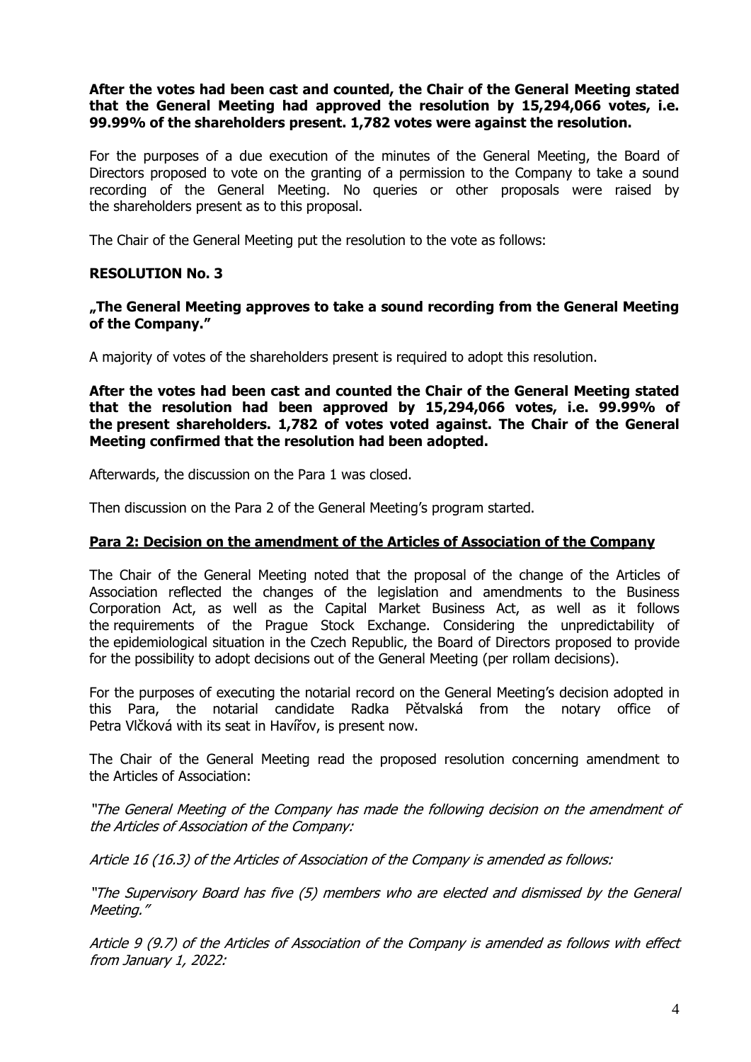**After the votes had been cast and counted, the Chair of the General Meeting stated that the General Meeting had approved the resolution by 15,294,066 votes, i.e. 99.99% of the shareholders present. 1,782 votes were against the resolution.**

For the purposes of a due execution of the minutes of the General Meeting, the Board of Directors proposed to vote on the granting of a permission to the Company to take a sound recording of the General Meeting. No queries or other proposals were raised by the shareholders present as to this proposal.

The Chair of the General Meeting put the resolution to the vote as follows:

**RESOLUTION No. 3**

**„The General Meeting approves to take a sound recording from the General Meeting of the Company."**

A majority of votes of the shareholders present is required to adopt this resolution.

**After the votes had been cast and counted the Chair of the General Meeting stated that the resolution had been approved by 15,294,066 votes, i.e. 99.99% of the present shareholders. 1,782 of votes voted against. The Chair of the General Meeting confirmed that the resolution had been adopted.**

Afterwards, the discussion on the Para 1 was closed.

Then discussion on the Para 2 of the General Meeting's program started.

**Para 2: Decision on the amendment of the Articles of Association of the Company**

The Chair of the General Meeting noted that the proposal of the change of the Articles of Association reflected the changes of the legislation and amendments to the Business Corporation Act, as well as the Capital Market Business Act, as well as it follows the requirements of the Prague Stock Exchange. Considering the unpredictability of the epidemiological situation in the Czech Republic, the Board of Directors proposed to provide for the possibility to adopt decisions out of the General Meeting (per rollam decisions).

For the purposes of executing the notarial record on the General Meeting's decision adopted in this Para, the notarial candidate Radka Pětvalská from the notary office of Petra Vlčková with its seat in Havířov, is present now.

The Chair of the General Meeting read the proposed resolution concerning amendment to the Articles of Association:

*"The General Meeting of the Company has made the following decision on the amendment of the Articles of Association of the Company:*

*Article 16 (16.3) of the Articles of Association of the Company is amended as follows:*

*"The Supervisory Board has five (5) members who are elected and dismissed by the General Meeting."*

*Article 9 (9.7) of the Articles of Association of the Company is amended as follows with effect from January 1, 2022:*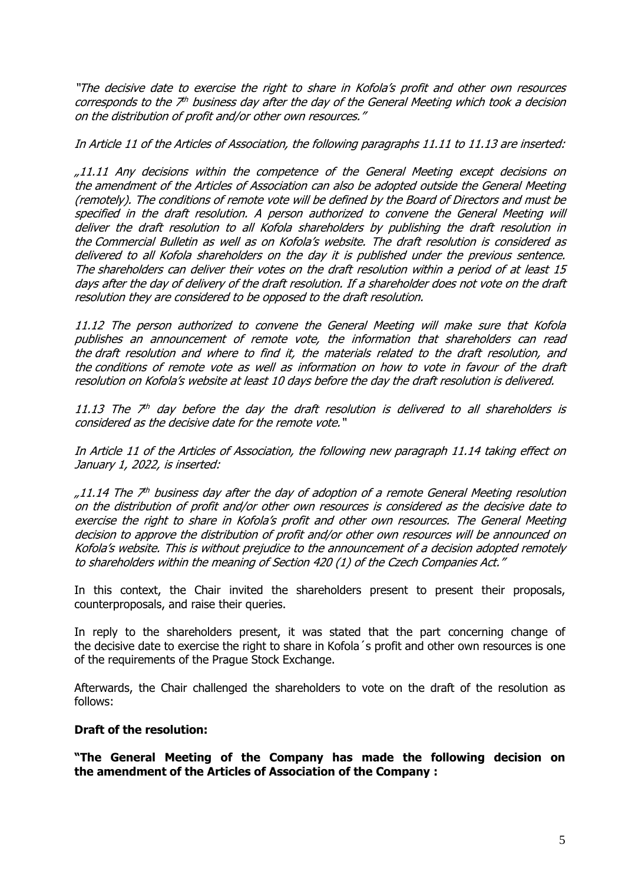*"The decisive date to exercise the right to share in Kofola's profit and other own resources corresponds to the 7th business day after the day of the General Meeting which took a decision on the distribution of profit and/or other own resources."*

*In Article 11 of the Articles of Association, the following paragraphs 11.11 to 11.13 are inserted:*

*„11.11 Any decisions within the competence of the General Meeting except decisions on the amendment of the Articles of Association can also be adopted outside the General Meeting (remotely). The conditions of remote vote will be defined by the Board of Directors and must be specified in the draft resolution. A person authorized to convene the General Meeting will deliver the draft resolution to all Kofola shareholders by publishing the draft resolution in the Commercial Bulletin as well as on Kofola's website. The draft resolution is considered as delivered to all Kofola shareholders on the day it is published under the previous sentence. The shareholders can deliver their votes on the draft resolution within a period of at least 15 days after the day of delivery of the draft resolution. If a shareholder does not vote on the draft resolution they are considered to be opposed to the draft resolution.*

*11.12 The person authorized to convene the General Meeting will make sure that Kofola publishes an announcement of remote vote, the information that shareholders can read the draft resolution and where to find it, the materials related to the draft resolution, and the conditions of remote vote as well as information on how to vote in favour of the draft resolution on Kofola's website at least 10 days before the day the draft resolution is delivered.*

*11.13 The 7th day before the day the draft resolution is delivered to all shareholders is considered as the decisive date for the remote vote."*

*In Article 11 of the Articles of Association, the following new paragraph 11.14 taking effect on January 1, 2022, is inserted:*

*„11.14 The 7th business day after the day of adoption of a remote General Meeting resolution on the distribution of profit and/or other own resources is considered as the decisive date to exercise the right to share in Kofola's profit and other own resources. The General Meeting decision to approve the distribution of profit and/or other own resources will be announced on Kofola's website. This is without prejudice to the announcement of a decision adopted remotely to shareholders within the meaning of Section 420 (1) of the Czech Companies Act."*

In this context, the Chair invited the shareholders present to present their proposals, counterproposals, and raise their queries.

In reply to the shareholders present, it was stated that the part concerning change of the decisive date to exercise the right to share in Kofola´s profit and other own resources is one of the requirements of the Prague Stock Exchange.

Afterwards, the Chair challenged the shareholders to vote on the draft of the resolution as follows:

**Draft of the resolution:**

**"The General Meeting of the Company has made the following decision on the amendment of the Articles of Association of the Company :**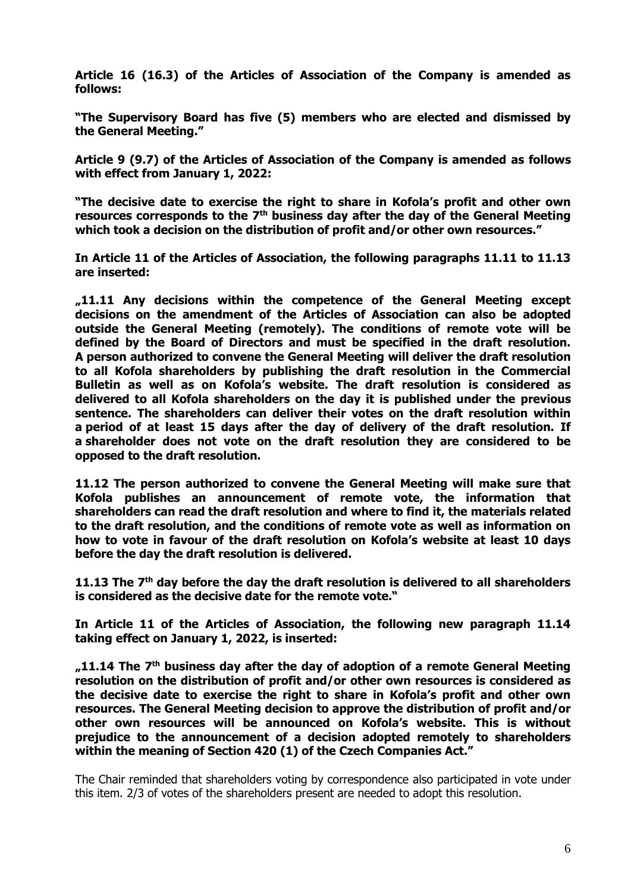**Article 16 (16.3) of the Articles of Association of the Company is amended as follows:**

**"The Supervisory Board has five (5) members who are elected and dismissed by the General Meeting."**

**Article 9 (9.7) of the Articles of Association of the Company is amended as follows with effect from January 1, 2022:**

**"The decisive date to exercise the right to share in Kofola's profit and other own resources corresponds to the 7th business day after the day of the General Meeting which took a decision on the distribution of profit and/or other own resources."**

**In Article 11 of the Articles of Association, the following paragraphs 11.11 to 11.13 are inserted:**

**„11.11 Any decisions within the competence of the General Meeting except decisions on the amendment of the Articles of Association can also be adopted outside the General Meeting (remotely). The conditions of remote vote will be defined by the Board of Directors and must be specified in the draft resolution. A person authorized to convene the General Meeting will deliver the draft resolution to all Kofola shareholders by publishing the draft resolution in the Commercial Bulletin as well as on Kofola's website. The draft resolution is considered as delivered to all Kofola shareholders on the day it is published under the previous sentence. The shareholders can deliver their votes on the draft resolution within a period of at least 15 days after the day of delivery of the draft resolution. If a shareholder does not vote on the draft resolution they are considered to be opposed to the draft resolution.**

**11.12 The person authorized to convene the General Meeting will make sure that Kofola publishes an announcement of remote vote, the information that shareholders can read the draft resolution and where to find it, the materials related to the draft resolution, and the conditions of remote vote as well as information on how to vote in favour of the draft resolution on Kofola's website at least 10 days before the day the draft resolution is delivered.**

**11.13 The 7th day before the day the draft resolution is delivered to all shareholders is considered as the decisive date for the remote vote."**

**In Article 11 of the Articles of Association, the following new paragraph 11.14 taking effect on January 1, 2022, is inserted:**

**„11.14 The 7th business day after the day of adoption of a remote General Meeting resolution on the distribution of profit and/or other own resources is considered as the decisive date to exercise the right to share in Kofola's profit and other own resources. The General Meeting decision to approve the distribution of profit and/or other own resources will be announced on Kofola's website. This is without prejudice to the announcement of a decision adopted remotely to shareholders within the meaning of Section 420 (1) of the Czech Companies Act."**

The Chair reminded that shareholders voting by correspondence also participated in vote under this item. 2/3 of votes of the shareholders present are needed to adopt this resolution.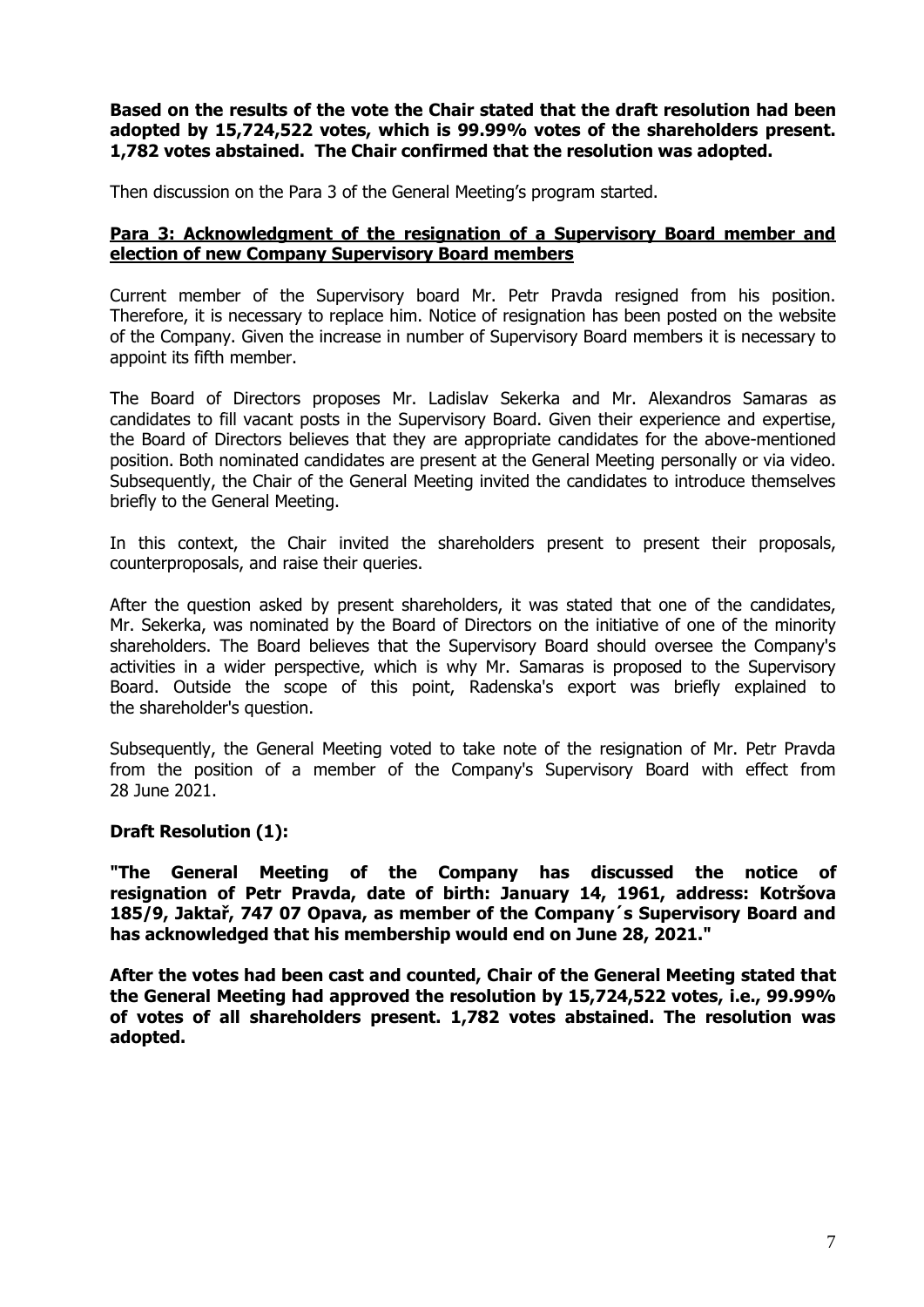**Based on the results of the vote the Chair stated that the draft resolution had been adopted by 15,724,522 votes, which is 99.99% votes of the shareholders present. 1,782 votes abstained. The Chair confirmed that the resolution was adopted.**

Then discussion on the Para 3 of the General Meeting's program started.

**Para 3: Acknowledgment of the resignation of a Supervisory Board member and election of new Company Supervisory Board members**

Current member of the Supervisory board Mr. Petr Pravda resigned from his position. Therefore, it is necessary to replace him. Notice of resignation has been posted on the website of the Company. Given the increase in number of Supervisory Board members it is necessary to appoint its fifth member.

The Board of Directors proposes Mr. Ladislav Sekerka and Mr. Alexandros Samaras as candidates to fill vacant posts in the Supervisory Board. Given their experience and expertise, the Board of Directors believes that they are appropriate candidates for the above-mentioned position. Both nominated candidates are present at the General Meeting personally or via video. Subsequently, the Chair of the General Meeting invited the candidates to introduce themselves briefly to the General Meeting.

In this context, the Chair invited the shareholders present to present their proposals, counterproposals, and raise their queries.

After the question asked by present shareholders, it was stated that one of the candidates, Mr. Sekerka, was nominated by the Board of Directors on the initiative of one of the minority shareholders. The Board believes that the Supervisory Board should oversee the Company's activities in a wider perspective, which is why Mr. Samaras is proposed to the Supervisory Board. Outside the scope of this point, Radenska's export was briefly explained to the shareholder's question.

Subsequently, the General Meeting voted to take note of the resignation of Mr. Petr Pravda from the position of a member of the Company's Supervisory Board with effect from 28 June 2021.

**Draft Resolution (1):**

**"The General Meeting of the Company has discussed the notice of resignation of Petr Pravda, date of birth: January 14, 1961, address: Kotršova 185/9, Jaktař, 747 07 Opava, as member of the Company´s Supervisory Board and has acknowledged that his membership would end on June 28, 2021."**

**After the votes had been cast and counted, Chair of the General Meeting stated that the General Meeting had approved the resolution by 15,724,522 votes, i.e., 99.99% of votes of all shareholders present. 1,782 votes abstained. The resolution was adopted.**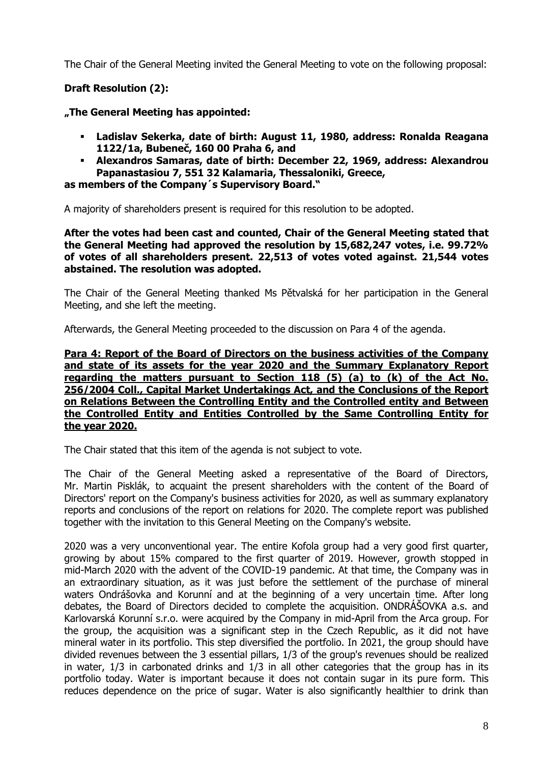The Chair of the General Meeting invited the General Meeting to vote on the following proposal:

**Draft Resolution (2):**

**„The General Meeting has appointed:**

- **Ladislav Sekerka, date of birth: August 11, 1980, address: Ronalda Reagana 1122/1a, Bubeneč, 160 00 Praha 6, and**
- **Alexandros Samaras, date of birth: December 22, 1969, address: Alexandrou Papanastasiou 7, 551 32 Kalamaria, Thessaloniki, Greece,**

**as members of the Company´s Supervisory Board."**

A majority of shareholders present is required for this resolution to be adopted.

**After the votes had been cast and counted, Chair of the General Meeting stated that the General Meeting had approved the resolution by 15,682,247 votes, i.e. 99.72% of votes of all shareholders present. 22,513 of votes voted against. 21,544 votes abstained. The resolution was adopted.**

The Chair of the General Meeting thanked Ms Pětvalská for her participation in the General Meeting, and she left the meeting.

Afterwards, the General Meeting proceeded to the discussion on Para 4 of the agenda.

**Para 4: Report of the Board of Directors on the business activities of the Company and state of its assets for the year 2020 and the Summary Explanatory Report regarding the matters pursuant to Section 118 (5) (a) to (k) of the Act No. 256/2004 Coll., Capital Market Undertakings Act, and the Conclusions of the Report on Relations Between the Controlling Entity and the Controlled entity and Between the Controlled Entity and Entities Controlled by the Same Controlling Entity for the year 2020.**

The Chair stated that this item of the agenda is not subject to vote.

The Chair of the General Meeting asked a representative of the Board of Directors, Mr. Martin Pisklák, to acquaint the present shareholders with the content of the Board of Directors' report on the Company's business activities for 2020, as well as summary explanatory reports and conclusions of the report on relations for 2020. The complete report was published together with the invitation to this General Meeting on the Company's website.

2020 was a very unconventional year. The entire Kofola group had a very good first quarter, growing by about 15% compared to the first quarter of 2019. However, growth stopped in mid-March 2020 with the advent of the COVID-19 pandemic. At that time, the Company was in an extraordinary situation, as it was just before the settlement of the purchase of mineral waters Ondrášovka and Korunní and at the beginning of a very uncertain time. After long debates, the Board of Directors decided to complete the acquisition. ONDRÁŠOVKA a.s. and Karlovarská Korunní s.r.o. were acquired by the Company in mid-April from the Arca group. For the group, the acquisition was a significant step in the Czech Republic, as it did not have mineral water in its portfolio. This step diversified the portfolio. In 2021, the group should have divided revenues between the 3 essential pillars, 1/3 of the group's revenues should be realized in water, 1/3 in carbonated drinks and 1/3 in all other categories that the group has in its portfolio today. Water is important because it does not contain sugar in its pure form. This reduces dependence on the price of sugar. Water is also significantly healthier to drink than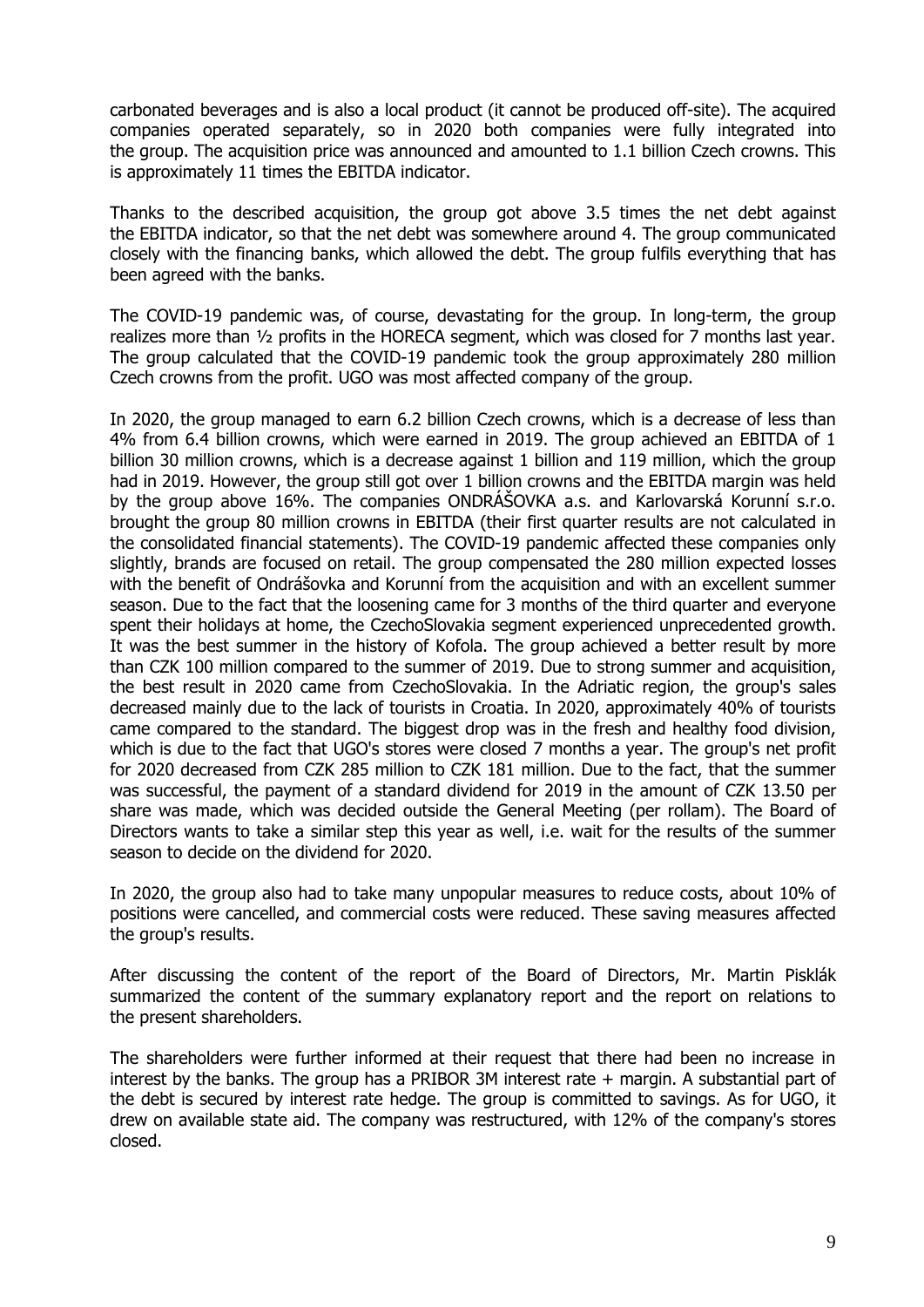carbonated beverages and is also a local product (it cannot be produced off-site). The acquired companies operated separately, so in 2020 both companies were fully integrated into the group. The acquisition price was announced and amounted to 1.1 billion Czech crowns. This is approximately 11 times the EBITDA indicator.

Thanks to the described acquisition, the group got above 3.5 times the net debt against the EBITDA indicator, so that the net debt was somewhere around 4. The group communicated closely with the financing banks, which allowed the debt. The group fulfils everything that has been agreed with the banks.

The COVID-19 pandemic was, of course, devastating for the group. In long-term, the group realizes more than ½ profits in the HORECA segment, which was closed for 7 months last year. The group calculated that the COVID-19 pandemic took the group approximately 280 million Czech crowns from the profit. UGO was most affected company of the group.

In 2020, the group managed to earn 6.2 billion Czech crowns, which is a decrease of less than 4% from 6.4 billion crowns, which were earned in 2019. The group achieved an EBITDA of 1 billion 30 million crowns, which is a decrease against 1 billion and 119 million, which the group had in 2019. However, the group still got over 1 billion crowns and the EBITDA margin was held by the group above 16%. The companies ONDRÁŠOVKA a.s. and Karlovarská Korunní s.r.o. brought the group 80 million crowns in EBITDA (their first quarter results are not calculated in the consolidated financial statements). The COVID-19 pandemic affected these companies only slightly, brands are focused on retail. The group compensated the 280 million expected losses with the benefit of Ondrášovka and Korunní from the acquisition and with an excellent summer season. Due to the fact that the loosening came for 3 months of the third quarter and everyone spent their holidays at home, the CzechoSlovakia segment experienced unprecedented growth. It was the best summer in the history of Kofola. The group achieved a better result by more than CZK 100 million compared to the summer of 2019. Due to strong summer and acquisition, the best result in 2020 came from CzechoSlovakia. In the Adriatic region, the group's sales decreased mainly due to the lack of tourists in Croatia. In 2020, approximately 40% of tourists came compared to the standard. The biggest drop was in the fresh and healthy food division, which is due to the fact that UGO's stores were closed 7 months a year. The group's net profit for 2020 decreased from CZK 285 million to CZK 181 million. Due to the fact, that the summer was successful, the payment of a standard dividend for 2019 in the amount of CZK 13.50 per share was made, which was decided outside the General Meeting (per rollam). The Board of Directors wants to take a similar step this year as well, i.e. wait for the results of the summer season to decide on the dividend for 2020.

In 2020, the group also had to take many unpopular measures to reduce costs, about 10% of positions were cancelled, and commercial costs were reduced. These saving measures affected the group's results.

After discussing the content of the report of the Board of Directors, Mr. Martin Pisklák summarized the content of the summary explanatory report and the report on relations to the present shareholders.

The shareholders were further informed at their request that there had been no increase in interest by the banks. The group has a PRIBOR 3M interest rate + margin. A substantial part of the debt is secured by interest rate hedge. The group is committed to savings. As for UGO, it drew on available state aid. The company was restructured, with 12% of the company's stores closed.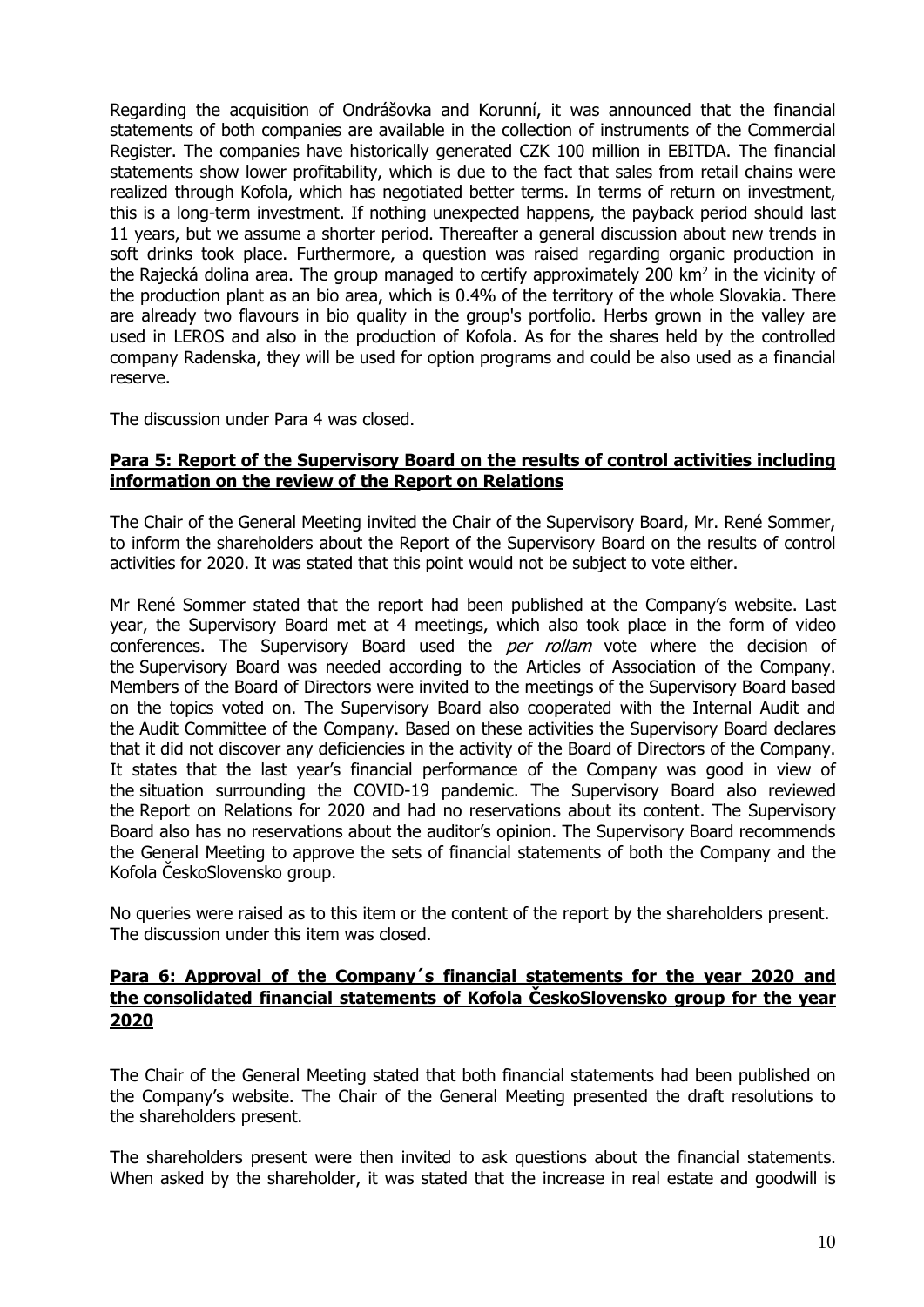Regarding the acquisition of Ondrášovka and Korunní, it was announced that the financial statements of both companies are available in the collection of instruments of the Commercial Register. The companies have historically generated CZK 100 million in EBITDA. The financial statements show lower profitability, which is due to the fact that sales from retail chains were realized through Kofola, which has negotiated better terms. In terms of return on investment, this is a long-term investment. If nothing unexpected happens, the payback period should last 11 years, but we assume a shorter period. Thereafter a general discussion about new trends in soft drinks took place. Furthermore, a question was raised regarding organic production in the Rajecká dolina area. The group managed to certify approximately 200 km$^2$ in the vicinity of the production plant as an bio area, which is 0.4% of the territory of the whole Slovakia. There are already two flavours in bio quality in the group's portfolio. Herbs grown in the valley are used in LEROS and also in the production of Kofola. As for the shares held by the controlled company Radenska, they will be used for option programs and could be also used as a financial reserve.

The discussion under Para 4 was closed.

**Para 5: Report of the Supervisory Board on the results of control activities including information on the review of the Report on Relations**

The Chair of the General Meeting invited the Chair of the Supervisory Board, Mr. René Sommer, to inform the shareholders about the Report of the Supervisory Board on the results of control activities for 2020. It was stated that this point would not be subject to vote either.

Mr René Sommer stated that the report had been published at the Company's website. Last year, the Supervisory Board met at 4 meetings, which also took place in the form of video conferences. The Supervisory Board used the *per rollam* vote where the decision of the Supervisory Board was needed according to the Articles of Association of the Company. Members of the Board of Directors were invited to the meetings of the Supervisory Board based on the topics voted on. The Supervisory Board also cooperated with the Internal Audit and the Audit Committee of the Company. Based on these activities the Supervisory Board declares that it did not discover any deficiencies in the activity of the Board of Directors of the Company. It states that the last year's financial performance of the Company was good in view of the situation surrounding the COVID-19 pandemic. The Supervisory Board also reviewed the Report on Relations for 2020 and had no reservations about its content. The Supervisory Board also has no reservations about the auditor's opinion. The Supervisory Board recommends the General Meeting to approve the sets of financial statements of both the Company and the Kofola ČeskoSlovensko group.

No queries were raised as to this item or the content of the report by the shareholders present. The discussion under this item was closed.

**Para 6: Approval of the Company´s financial statements for the year 2020 and the consolidated financial statements of Kofola ČeskoSlovensko group for the year 2020**

The Chair of the General Meeting stated that both financial statements had been published on the Company's website. The Chair of the General Meeting presented the draft resolutions to the shareholders present.

The shareholders present were then invited to ask questions about the financial statements. When asked by the shareholder, it was stated that the increase in real estate and goodwill is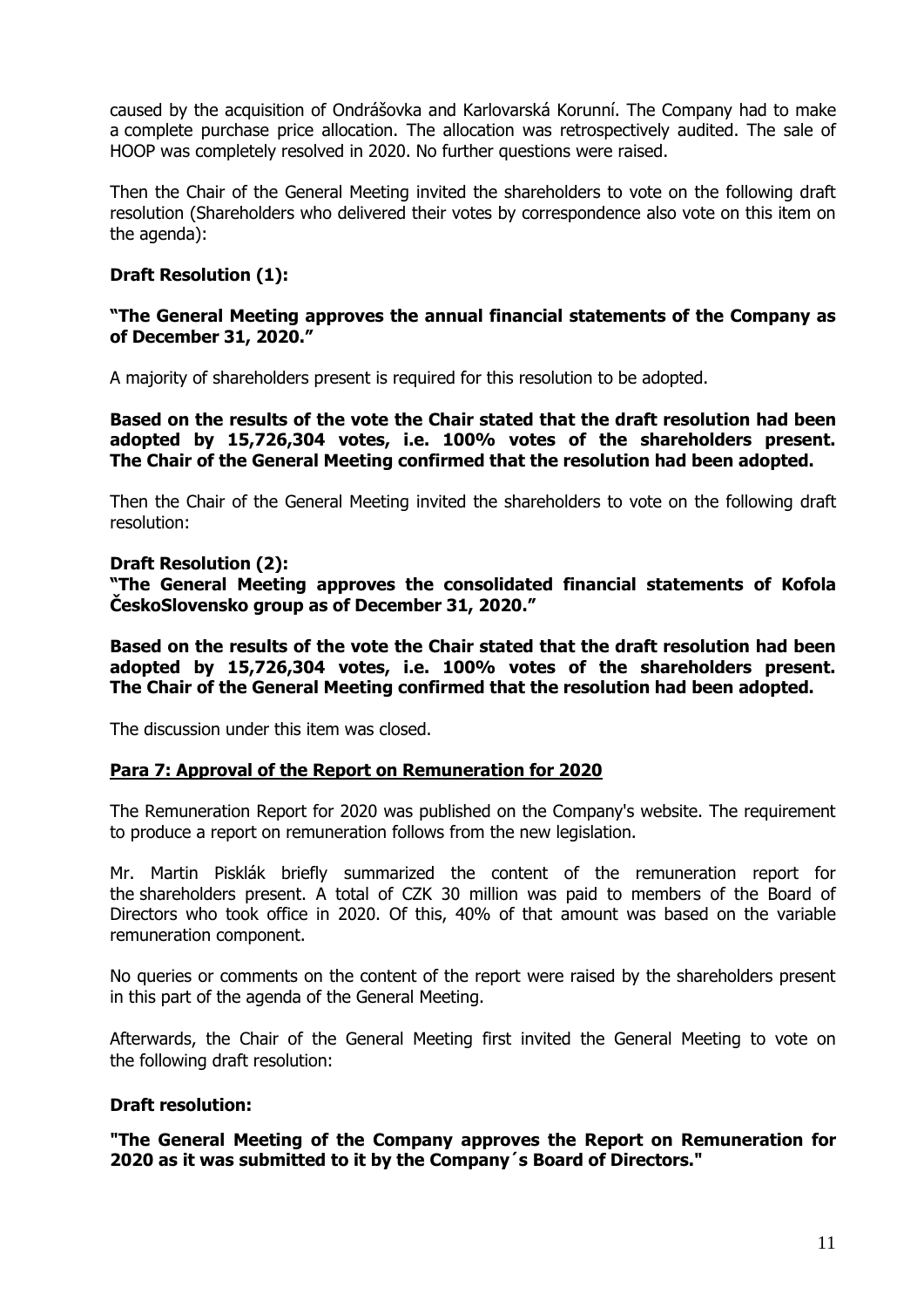caused by the acquisition of Ondrášovka and Karlovarská Korunní. The Company had to make a complete purchase price allocation. The allocation was retrospectively audited. The sale of HOOP was completely resolved in 2020. No further questions were raised.

Then the Chair of the General Meeting invited the shareholders to vote on the following draft resolution (Shareholders who delivered their votes by correspondence also vote on this item on the agenda):

**Draft Resolution (1):**

**"The General Meeting approves the annual financial statements of the Company as of December 31, 2020."**

A majority of shareholders present is required for this resolution to be adopted.

**Based on the results of the vote the Chair stated that the draft resolution had been adopted by 15,726,304 votes, i.e. 100% votes of the shareholders present. The Chair of the General Meeting confirmed that the resolution had been adopted.**

Then the Chair of the General Meeting invited the shareholders to vote on the following draft resolution:

**Draft Resolution (2):**
**"The General Meeting approves the consolidated financial statements of Kofola ČeskoSlovensko group as of December 31, 2020."**

**Based on the results of the vote the Chair stated that the draft resolution had been adopted by 15,726,304 votes, i.e. 100% votes of the shareholders present. The Chair of the General Meeting confirmed that the resolution had been adopted.**

The discussion under this item was closed.

**Para 7: Approval of the Report on Remuneration for 2020**

The Remuneration Report for 2020 was published on the Company's website. The requirement to produce a report on remuneration follows from the new legislation.

Mr. Martin Pisklák briefly summarized the content of the remuneration report for the shareholders present. A total of CZK 30 million was paid to members of the Board of Directors who took office in 2020. Of this, 40% of that amount was based on the variable remuneration component.

No queries or comments on the content of the report were raised by the shareholders present in this part of the agenda of the General Meeting.

Afterwards, the Chair of the General Meeting first invited the General Meeting to vote on the following draft resolution:

**Draft resolution:**

**"The General Meeting of the Company approves the Report on Remuneration for 2020 as it was submitted to it by the Company´s Board of Directors."**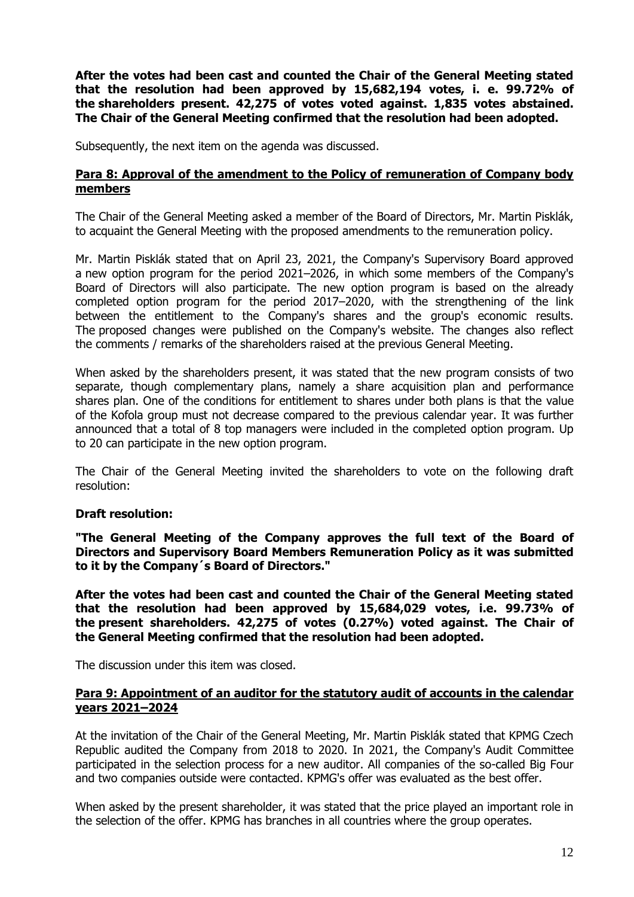**After the votes had been cast and counted the Chair of the General Meeting stated that the resolution had been approved by 15,682,194 votes, i. e. 99.72% of the shareholders present. 42,275 of votes voted against. 1,835 votes abstained. The Chair of the General Meeting confirmed that the resolution had been adopted.**

Subsequently, the next item on the agenda was discussed.

**Para 8: Approval of the amendment to the Policy of remuneration of Company body members**

The Chair of the General Meeting asked a member of the Board of Directors, Mr. Martin Pisklák, to acquaint the General Meeting with the proposed amendments to the remuneration policy.

Mr. Martin Pisklák stated that on April 23, 2021, the Company's Supervisory Board approved a new option program for the period 2021–2026, in which some members of the Company's Board of Directors will also participate. The new option program is based on the already completed option program for the period 2017–2020, with the strengthening of the link between the entitlement to the Company's shares and the group's economic results. The proposed changes were published on the Company's website. The changes also reflect the comments / remarks of the shareholders raised at the previous General Meeting.

When asked by the shareholders present, it was stated that the new program consists of two separate, though complementary plans, namely a share acquisition plan and performance shares plan. One of the conditions for entitlement to shares under both plans is that the value of the Kofola group must not decrease compared to the previous calendar year. It was further announced that a total of 8 top managers were included in the completed option program. Up to 20 can participate in the new option program.

The Chair of the General Meeting invited the shareholders to vote on the following draft resolution:

**Draft resolution:**

**"The General Meeting of the Company approves the full text of the Board of Directors and Supervisory Board Members Remuneration Policy as it was submitted to it by the Company´s Board of Directors."**

**After the votes had been cast and counted the Chair of the General Meeting stated that the resolution had been approved by 15,684,029 votes, i.e. 99.73% of the present shareholders. 42,275 of votes (0.27%) voted against. The Chair of the General Meeting confirmed that the resolution had been adopted.**

The discussion under this item was closed.

**Para 9: Appointment of an auditor for the statutory audit of accounts in the calendar years 2021–2024**

At the invitation of the Chair of the General Meeting, Mr. Martin Pisklák stated that KPMG Czech Republic audited the Company from 2018 to 2020. In 2021, the Company's Audit Committee participated in the selection process for a new auditor. All companies of the so-called Big Four and two companies outside were contacted. KPMG's offer was evaluated as the best offer.

When asked by the present shareholder, it was stated that the price played an important role in the selection of the offer. KPMG has branches in all countries where the group operates.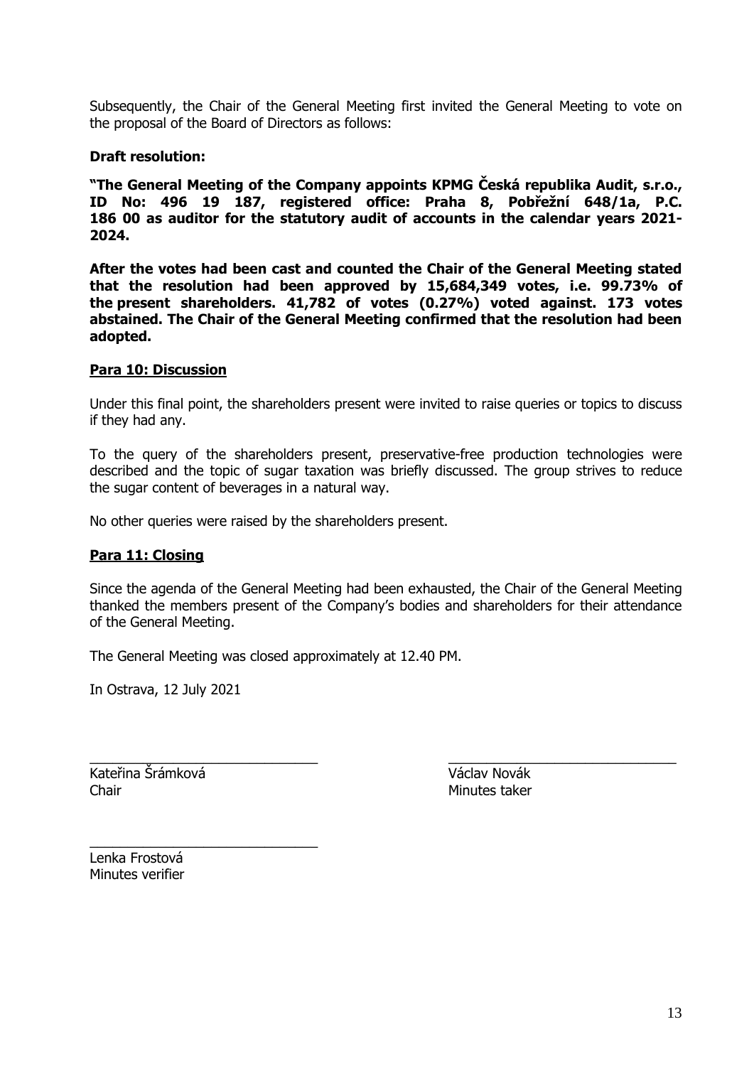Subsequently, the Chair of the General Meeting first invited the General Meeting to vote on the proposal of the Board of Directors as follows:

**Draft resolution:**

**"The General Meeting of the Company appoints KPMG Česká republika Audit, s.r.o., ID No: 496 19 187, registered office: Praha 8, Pobřežní 648/1a, P.C. 186 00 as auditor for the statutory audit of accounts in the calendar years 2021-2024.**

**After the votes had been cast and counted the Chair of the General Meeting stated that the resolution had been approved by 15,684,349 votes, i.e. 99.73% of the present shareholders. 41,782 of votes (0.27%) voted against. 173 votes abstained. The Chair of the General Meeting confirmed that the resolution had been adopted.**

## Para 10: Discussion

Under this final point, the shareholders present were invited to raise queries or topics to discuss if they had any.

To the query of the shareholders present, preservative-free production technologies were described and the topic of sugar taxation was briefly discussed. The group strives to reduce the sugar content of beverages in a natural way.

No other queries were raised by the shareholders present.

## Para 11: Closing

Since the agenda of the General Meeting had been exhausted, the Chair of the General Meeting thanked the members present of the Company's bodies and shareholders for their attendance of the General Meeting.

The General Meeting was closed approximately at 12.40 PM.

In Ostrava, 12 July 2021

\_\_\_\_\_\_\_\_\_\_\_\_\_\_\_\_\_\_\_\_\_\_\_\_\_\_\_\_\_\_
Kateřina Šrámková
Chair

\_\_\_\_\_\_\_\_\_\_\_\_\_\_\_\_\_\_\_\_\_\_\_\_\_\_\_\_\_\_
Václav Novák
Minutes taker

\_\_\_\_\_\_\_\_\_\_\_\_\_\_\_\_\_\_\_\_\_\_\_\_\_\_\_\_\_\_
Lenka Frostová
Minutes verifier